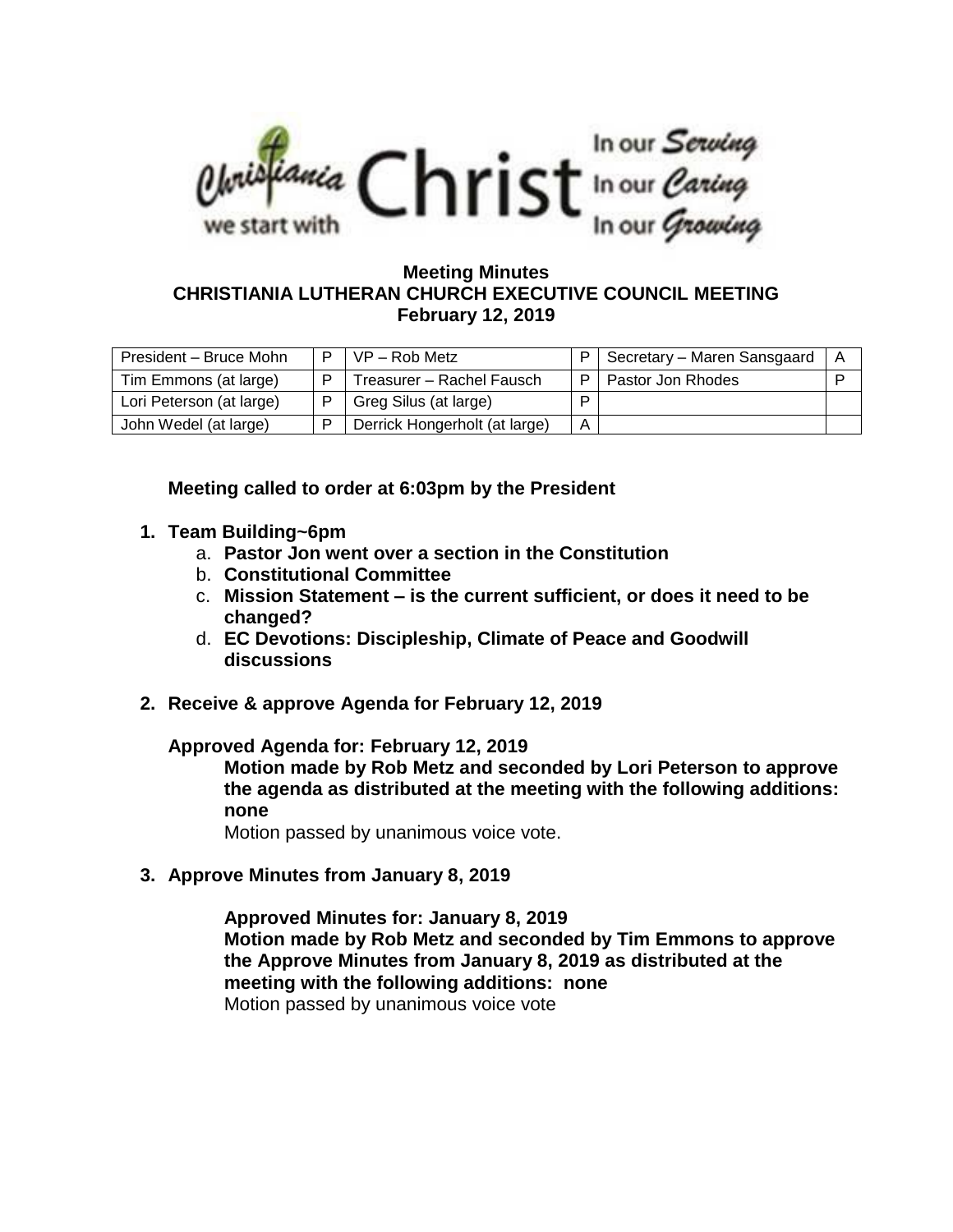Christiania we start with Christ In our Serving In our Caring In our Growing

**Meeting Minutes**
**CHRISTIANIA LUTHERAN CHURCH EXECUTIVE COUNCIL MEETING**
**February 12, 2019**

| | | | | | |
|---|---|---|---|---|---|
| President – Bruce Mohn | P | VP – Rob Metz | P | Secretary – Maren Sansgaard | A |
| Tim Emmons (at large) | P | Treasurer – Rachel Fausch | P | Pastor Jon Rhodes | P |
| Lori Peterson (at large) | P | Greg Silus (at large) | P | | |
| John Wedel (at large) | P | Derrick Hongerholt (at large) | A | | |

**Meeting called to order at 6:03pm by the President**

1. **Team Building~6pm**
   a. **Pastor Jon went over a section in the Constitution**
   b. **Constitutional Committee**
   c. **Mission Statement – is the current sufficient, or does it need to be changed?**
   d. **EC Devotions: Discipleship, Climate of Peace and Goodwill discussions**

2. **Receive & approve Agenda for February 12, 2019**

   **Approved Agenda for: February 12, 2019**
   **Motion made by Rob Metz and seconded by Lori Peterson to approve the agenda as distributed at the meeting with the following additions: none**
   Motion passed by unanimous voice vote.

3. **Approve Minutes from January 8, 2019**

   **Approved Minutes for: January 8, 2019**
   **Motion made by Rob Metz and seconded by Tim Emmons to approve the Approve Minutes from January 8, 2019 as distributed at the meeting with the following additions: none**
   Motion passed by unanimous voice vote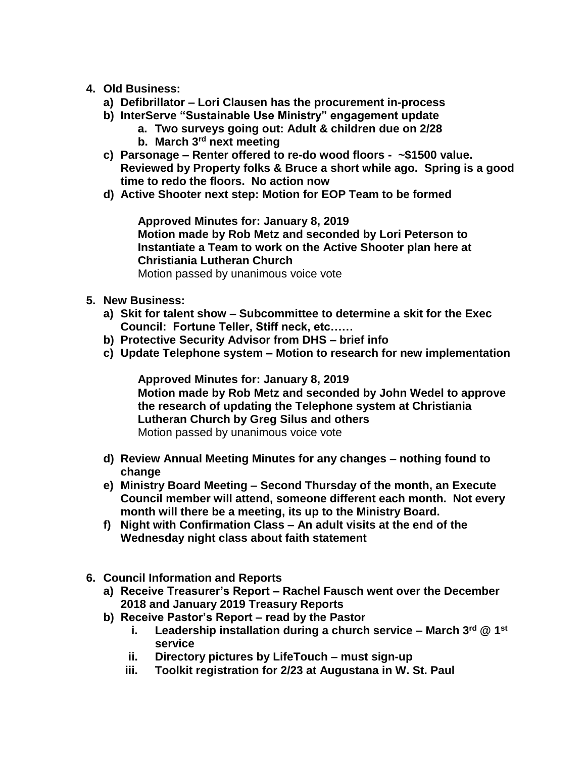4. **Old Business:**
   a) **Defibrillator – Lori Clausen has the procurement in-process**
   b) **InterServe "Sustainable Use Ministry" engagement update**
      a. **Two surveys going out: Adult & children due on 2/28**
      b. **March 3rd next meeting**
   c) **Parsonage – Renter offered to re-do wood floors - ~$1500 value. Reviewed by Property folks & Bruce a short while ago. Spring is a good time to redo the floors. No action now**
   d) **Active Shooter next step: Motion for EOP Team to be formed**

      **Approved Minutes for: January 8, 2019**
      **Motion made by Rob Metz and seconded by Lori Peterson to Instantiate a Team to work on the Active Shooter plan here at Christiania Lutheran Church**
      Motion passed by unanimous voice vote

5. **New Business:**
   a) **Skit for talent show – Subcommittee to determine a skit for the Exec Council: Fortune Teller, Stiff neck, etc……**
   b) **Protective Security Advisor from DHS – brief info**
   c) **Update Telephone system – Motion to research for new implementation**

      **Approved Minutes for: January 8, 2019**
      **Motion made by Rob Metz and seconded by John Wedel to approve the research of updating the Telephone system at Christiania Lutheran Church by Greg Silus and others**
      Motion passed by unanimous voice vote

   d) **Review Annual Meeting Minutes for any changes – nothing found to change**
   e) **Ministry Board Meeting – Second Thursday of the month, an Execute Council member will attend, someone different each month. Not every month will there be a meeting, its up to the Ministry Board.**
   f) **Night with Confirmation Class – An adult visits at the end of the Wednesday night class about faith statement**

6. **Council Information and Reports**
   a) **Receive Treasurer's Report – Rachel Fausch went over the December 2018 and January 2019 Treasury Reports**
   b) **Receive Pastor's Report – read by the Pastor**
      i. **Leadership installation during a church service – March 3rd @ 1st service**
      ii. **Directory pictures by LifeTouch – must sign-up**
      iii. **Toolkit registration for 2/23 at Augustana in W. St. Paul**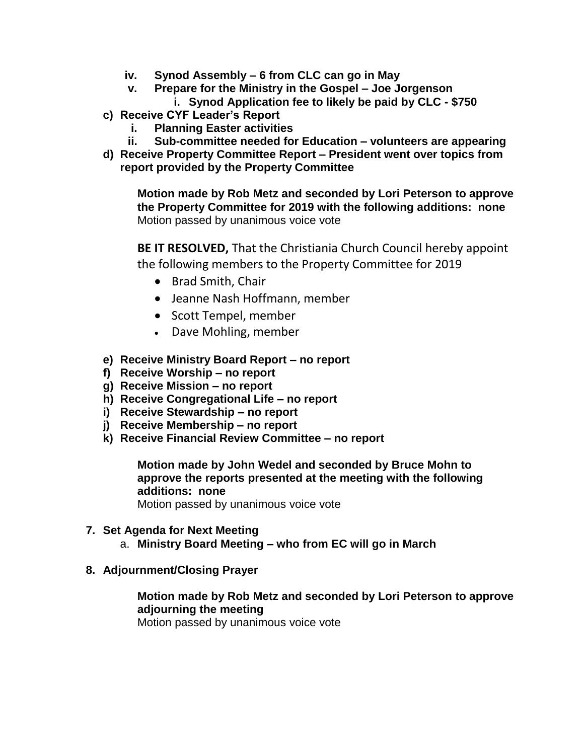- **iv. Synod Assembly – 6 from CLC can go in May**
- **v. Prepare for the Ministry in the Gospel – Joe Jorgenson**
    - **i. Synod Application fee to likely be paid by CLC - $750**

**c) Receive CYF Leader's Report**

- **i. Planning Easter activities**
- **ii. Sub-committee needed for Education – volunteers are appearing**

**d) Receive Property Committee Report – President went over topics from report provided by the Property Committee**

> **Motion made by Rob Metz and seconded by Lori Peterson to approve the Property Committee for 2019 with the following additions: none**
> Motion passed by unanimous voice vote
>
> **BE IT RESOLVED,** That the Christiania Church Council hereby appoint the following members to the Property Committee for 2019
>
> - Brad Smith, Chair
> - Jeanne Nash Hoffmann, member
> - Scott Tempel, member
> - Dave Mohling, member

**e) Receive Ministry Board Report – no report**
**f) Receive Worship – no report**
**g) Receive Mission – no report**
**h) Receive Congregational Life – no report**
**i) Receive Stewardship – no report**
**j) Receive Membership – no report**
**k) Receive Financial Review Committee – no report**

> **Motion made by John Wedel and seconded by Bruce Mohn to approve the reports presented at the meeting with the following additions: none**
> Motion passed by unanimous voice vote

**7. Set Agenda for Next Meeting**

a. **Ministry Board Meeting – who from EC will go in March**

**8. Adjournment/Closing Prayer**

> **Motion made by Rob Metz and seconded by Lori Peterson to approve adjourning the meeting**
> Motion passed by unanimous voice vote